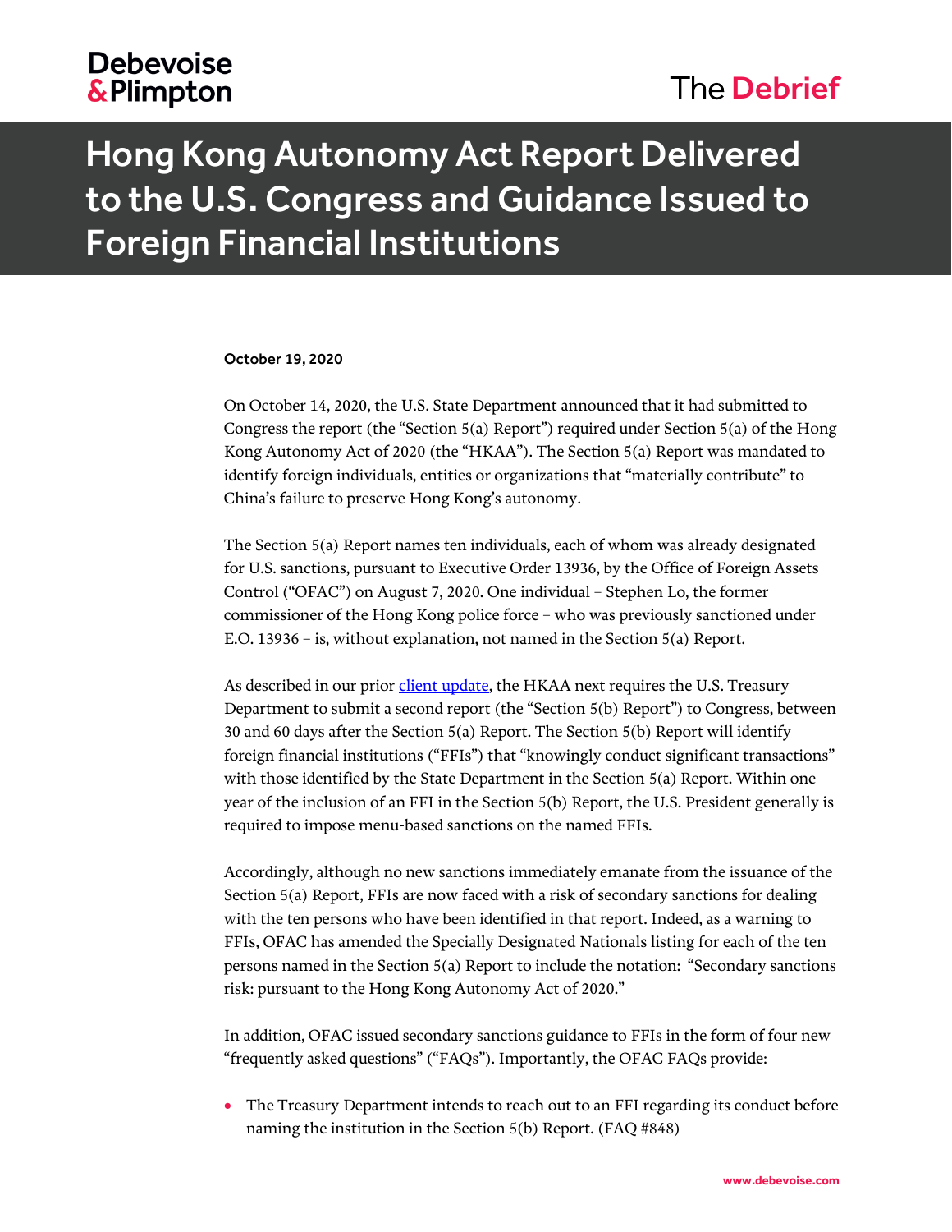# Hong Kong Autonomy Act Report Delivered to the U.S. Congress and Guidance Issued to Foreign Financial Institutions

**October 19, 2020**

On October 14, 2020, the U.S. State Department announced that it had submitted to Congress the report (the "Section 5(a) Report") required under Section 5(a) of the Hong Kong Autonomy Act of 2020 (the "HKAA"). The Section 5(a) Report was mandated to identify foreign individuals, entities or organizations that "materially contribute" to China's failure to preserve Hong Kong's autonomy.

The Section 5(a) Report names ten individuals, each of whom was already designated for U.S. sanctions, pursuant to Executive Order 13936, by the Office of Foreign Assets Control ("OFAC") on August 7, 2020. One individual – Stephen Lo, the former commissioner of the Hong Kong police force – who was previously sanctioned under E.O. 13936 – is, without explanation, not named in the Section 5(a) Report.

As described in our prior client update, the HKAA next requires the U.S. Treasury Department to submit a second report (the "Section 5(b) Report") to Congress, between 30 and 60 days after the Section 5(a) Report. The Section 5(b) Report will identify foreign financial institutions ("FFIs") that "knowingly conduct significant transactions" with those identified by the State Department in the Section 5(a) Report. Within one year of the inclusion of an FFI in the Section 5(b) Report, the U.S. President generally is required to impose menu-based sanctions on the named FFIs.

Accordingly, although no new sanctions immediately emanate from the issuance of the Section 5(a) Report, FFIs are now faced with a risk of secondary sanctions for dealing with the ten persons who have been identified in that report. Indeed, as a warning to FFIs, OFAC has amended the Specially Designated Nationals listing for each of the ten persons named in the Section 5(a) Report to include the notation: "Secondary sanctions risk: pursuant to the Hong Kong Autonomy Act of 2020."

In addition, OFAC issued secondary sanctions guidance to FFIs in the form of four new "frequently asked questions" ("FAQs"). Importantly, the OFAC FAQs provide:

- The Treasury Department intends to reach out to an FFI regarding its conduct before naming the institution in the Section 5(b) Report. (FAQ #848)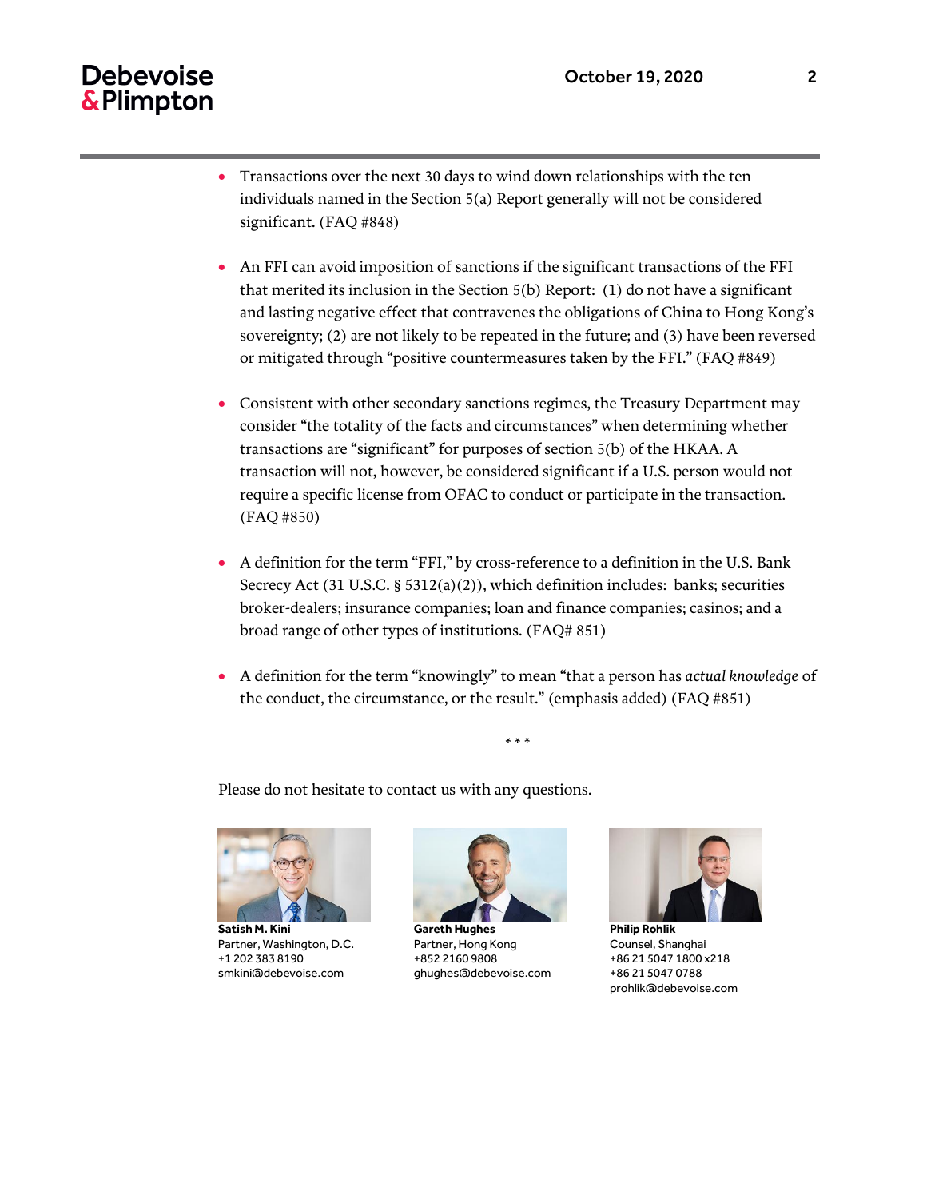- Transactions over the next 30 days to wind down relationships with the ten individuals named in the Section 5(a) Report generally will not be considered significant. (FAQ #848)

- An FFI can avoid imposition of sanctions if the significant transactions of the FFI that merited its inclusion in the Section 5(b) Report: (1) do not have a significant and lasting negative effect that contravenes the obligations of China to Hong Kong's sovereignty; (2) are not likely to be repeated in the future; and (3) have been reversed or mitigated through "positive countermeasures taken by the FFI." (FAQ #849)

- Consistent with other secondary sanctions regimes, the Treasury Department may consider "the totality of the facts and circumstances" when determining whether transactions are "significant" for purposes of section 5(b) of the HKAA. A transaction will not, however, be considered significant if a U.S. person would not require a specific license from OFAC to conduct or participate in the transaction. (FAQ #850)

- A definition for the term "FFI," by cross-reference to a definition in the U.S. Bank Secrecy Act (31 U.S.C. § 5312(a)(2)), which definition includes: banks; securities broker-dealers; insurance companies; loan and finance companies; casinos; and a broad range of other types of institutions. (FAQ# 851)

- A definition for the term "knowingly" to mean "that a person has *actual knowledge* of the conduct, the circumstance, or the result." (emphasis added) (FAQ #851)

\* \* \*

Please do not hesitate to contact us with any questions.

**Satish M. Kini**
Partner, Washington, D.C.
+1 202 383 8190
smkini@debevoise.com

**Gareth Hughes**
Partner, Hong Kong
+852 2160 9808
ghughes@debevoise.com

**Philip Rohlik**
Counsel, Shanghai
+86 21 5047 1800 x218
+86 21 5047 0788
prohlik@debevoise.com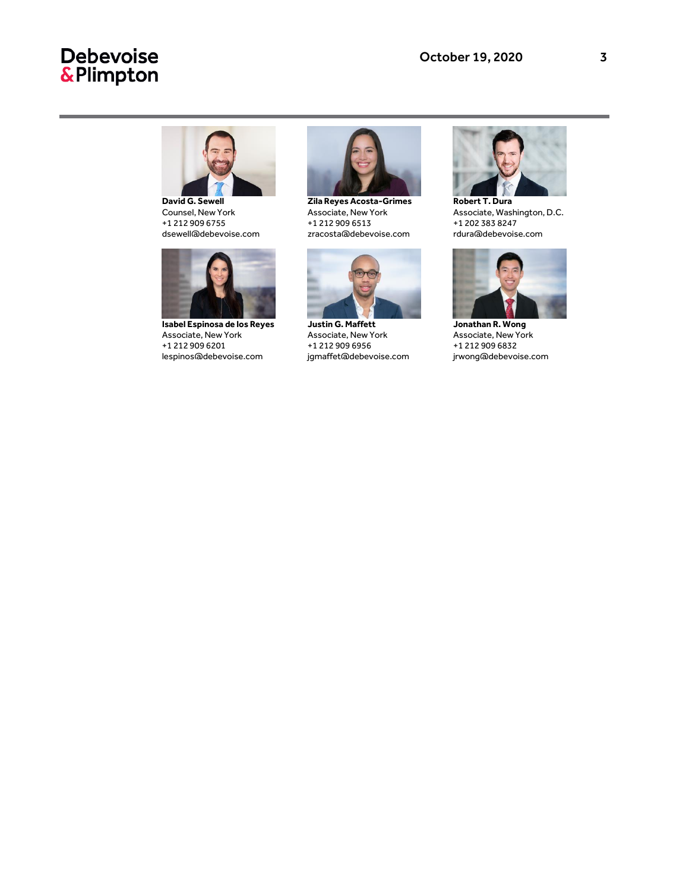**David G. Sewell**
Counsel, New York
+1 212 909 6755
dsewell@debevoise.com

**Zila Reyes Acosta-Grimes**
Associate, New York
+1 212 909 6513
zracosta@debevoise.com

**Robert T. Dura**
Associate, Washington, D.C.
+1 202 383 8247
rdura@debevoise.com

**Isabel Espinosa de los Reyes**
Associate, New York
+1 212 909 6201
lespinos@debevoise.com

**Justin G. Maffett**
Associate, New York
+1 212 909 6956
jgmaffet@debevoise.com

**Jonathan R. Wong**
Associate, New York
+1 212 909 6832
jrwong@debevoise.com